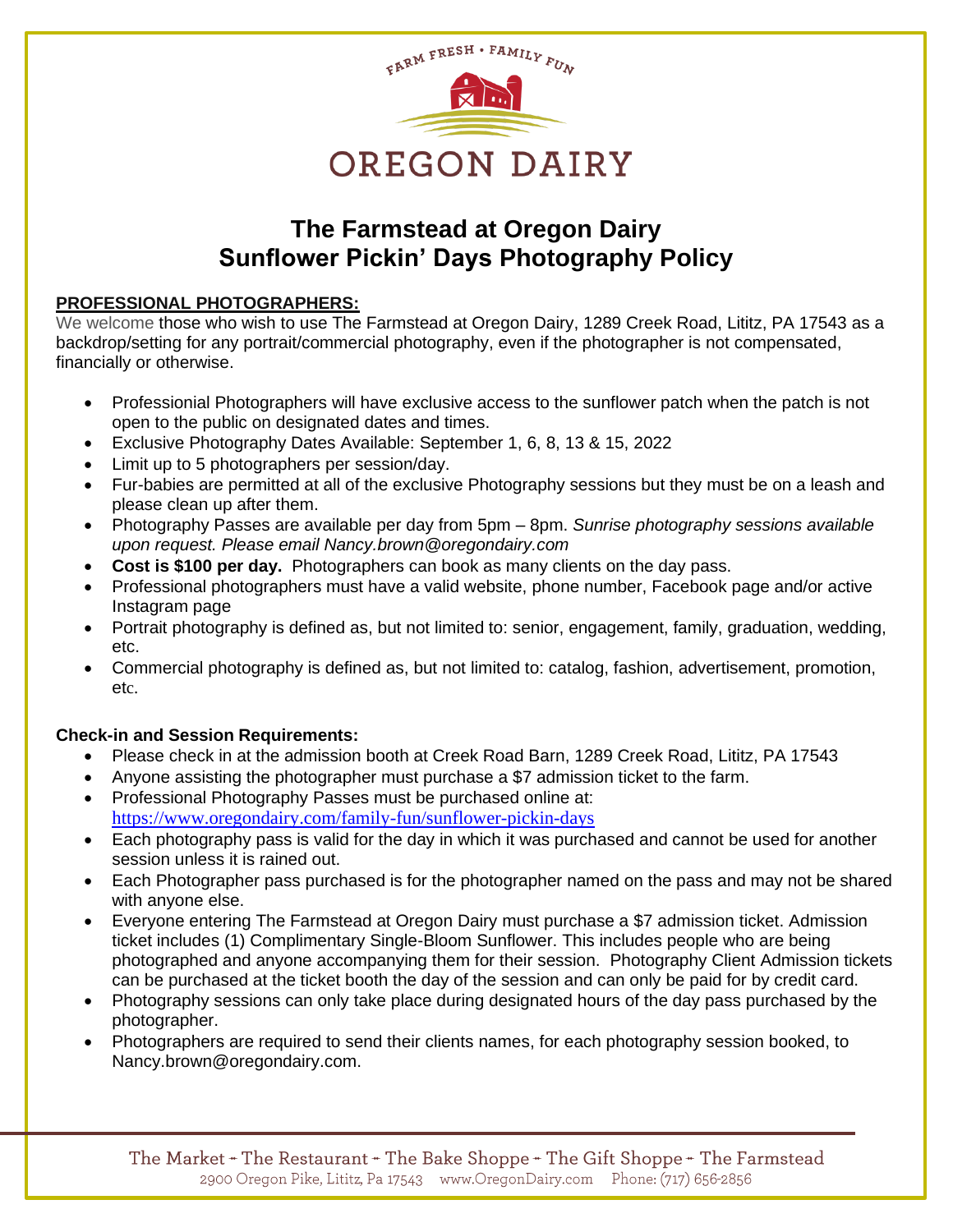FARM FRESH • FAMILY FUN

OREGON DAIRY

# The Farmstead at Oregon Dairy
# Sunflower Pickin' Days Photography Policy

**PROFESSIONAL PHOTOGRAPHERS:**

We welcome those who wish to use The Farmstead at Oregon Dairy, 1289 Creek Road, Lititz, PA 17543 as a backdrop/setting for any portrait/commercial photography, even if the photographer is not compensated, financially or otherwise.

- Professionial Photographers will have exclusive access to the sunflower patch when the patch is not open to the public on designated dates and times.
- Exclusive Photography Dates Available: September 1, 6, 8, 13 & 15, 2022
- Limit up to 5 photographers per session/day.
- Fur-babies are permitted at all of the exclusive Photography sessions but they must be on a leash and please clean up after them.
- Photography Passes are available per day from 5pm – 8pm. *Sunrise photography sessions available upon request. Please email Nancy.brown@oregondairy.com*
- **Cost is $100 per day.** Photographers can book as many clients on the day pass.
- Professional photographers must have a valid website, phone number, Facebook page and/or active Instagram page
- Portrait photography is defined as, but not limited to: senior, engagement, family, graduation, wedding, etc.
- Commercial photography is defined as, but not limited to: catalog, fashion, advertisement, promotion, etc.

**Check-in and Session Requirements:**

- Please check in at the admission booth at Creek Road Barn, 1289 Creek Road, Lititz, PA 17543
- Anyone assisting the photographer must purchase a $7 admission ticket to the farm.
- Professional Photography Passes must be purchased online at: https://www.oregondairy.com/family-fun/sunflower-pickin-days
- Each photography pass is valid for the day in which it was purchased and cannot be used for another session unless it is rained out.
- Each Photographer pass purchased is for the photographer named on the pass and may not be shared with anyone else.
- Everyone entering The Farmstead at Oregon Dairy must purchase a $7 admission ticket. Admission ticket includes (1) Complimentary Single-Bloom Sunflower. This includes people who are being photographed and anyone accompanying them for their session. Photography Client Admission tickets can be purchased at the ticket booth the day of the session and can only be paid for by credit card.
- Photography sessions can only take place during designated hours of the day pass purchased by the photographer.
- Photographers are required to send their clients names, for each photography session booked, to Nancy.brown@oregondairy.com.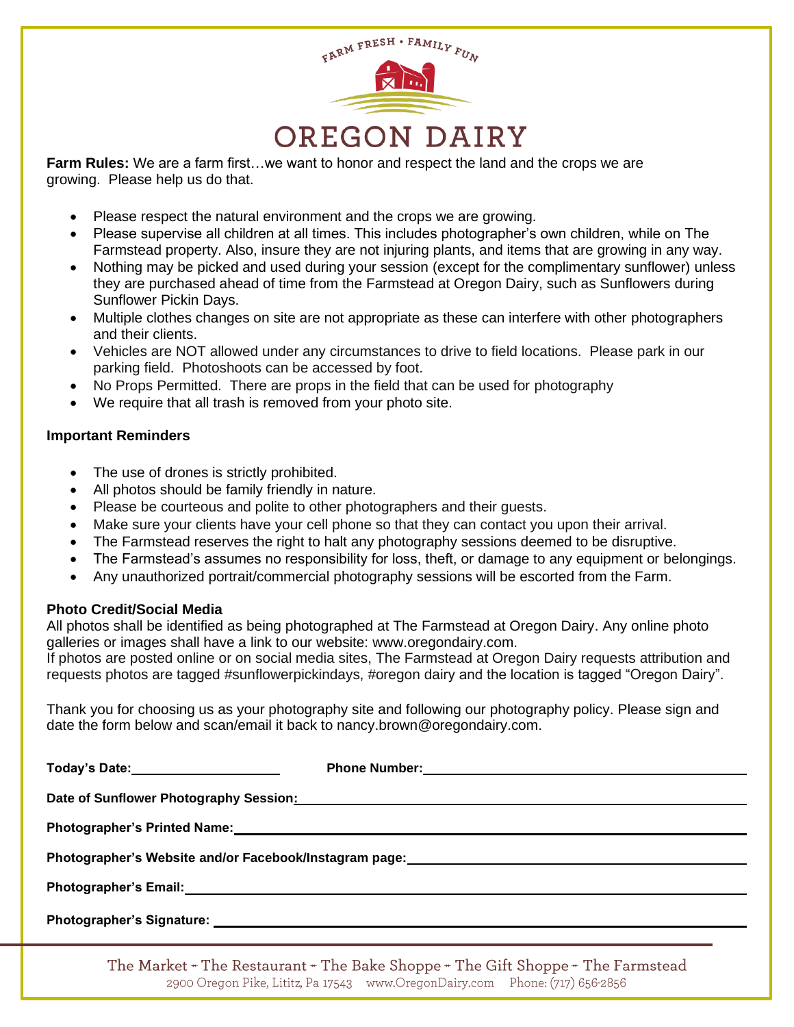FARM FRESH • FAMILY FUN

# OREGON DAIRY

**Farm Rules:** We are a farm first…we want to honor and respect the land and the crops we are growing. Please help us do that.

- Please respect the natural environment and the crops we are growing.
- Please supervise all children at all times. This includes photographer's own children, while on The Farmstead property. Also, insure they are not injuring plants, and items that are growing in any way.
- Nothing may be picked and used during your session (except for the complimentary sunflower) unless they are purchased ahead of time from the Farmstead at Oregon Dairy, such as Sunflowers during Sunflower Pickin Days.
- Multiple clothes changes on site are not appropriate as these can interfere with other photographers and their clients.
- Vehicles are NOT allowed under any circumstances to drive to field locations. Please park in our parking field. Photoshoots can be accessed by foot.
- No Props Permitted. There are props in the field that can be used for photography
- We require that all trash is removed from your photo site.

**Important Reminders**

- The use of drones is strictly prohibited.
- All photos should be family friendly in nature.
- Please be courteous and polite to other photographers and their guests.
- Make sure your clients have your cell phone so that they can contact you upon their arrival.
- The Farmstead reserves the right to halt any photography sessions deemed to be disruptive.
- The Farmstead's assumes no responsibility for loss, theft, or damage to any equipment or belongings.
- Any unauthorized portrait/commercial photography sessions will be escorted from the Farm.

**Photo Credit/Social Media**
All photos shall be identified as being photographed at The Farmstead at Oregon Dairy. Any online photo galleries or images shall have a link to our website: www.oregondairy.com.
If photos are posted online or on social media sites, The Farmstead at Oregon Dairy requests attribution and requests photos are tagged #sunflowerpickindays, #oregon dairy and the location is tagged "Oregon Dairy".

Thank you for choosing us as your photography site and following our photography policy. Please sign and date the form below and scan/email it back to nancy.brown@oregondairy.com.

**Today's Date:**\_\_\_\_\_\_\_\_\_\_\_\_\_\_\_\_\_\_\_\_ **Phone Number:**\_\_\_\_\_\_\_\_\_\_\_\_\_\_\_\_\_\_\_\_\_\_\_\_\_\_\_\_\_\_

**Date of Sunflower Photography Session:**\_\_\_\_\_\_\_\_\_\_\_\_\_\_\_\_\_\_\_\_\_\_\_\_\_\_\_\_\_\_\_\_\_\_\_\_\_\_\_\_

**Photographer's Printed Name:**\_\_\_\_\_\_\_\_\_\_\_\_\_\_\_\_\_\_\_\_\_\_\_\_\_\_\_\_\_\_\_\_\_\_\_\_\_\_\_\_\_\_\_\_\_\_\_\_

**Photographer's Website and/or Facebook/Instagram page:**\_\_\_\_\_\_\_\_\_\_\_\_\_\_\_\_\_\_\_\_\_\_\_\_\_\_\_\_

**Photographer's Email:**\_\_\_\_\_\_\_\_\_\_\_\_\_\_\_\_\_\_\_\_\_\_\_\_\_\_\_\_\_\_\_\_\_\_\_\_\_\_\_\_\_\_\_\_\_\_\_\_\_\_\_\_\_\_\_\_

**Photographer's Signature:**\_\_\_\_\_\_\_\_\_\_\_\_\_\_\_\_\_\_\_\_\_\_\_\_\_\_\_\_\_\_\_\_\_\_\_\_\_\_\_\_\_\_\_\_\_\_\_\_\_\_\_\_\_

The Market ~ The Restaurant ~ The Bake Shoppe ~ The Gift Shoppe ~ The Farmstead
2900 Oregon Pike, Lititz, Pa 17543 www.OregonDairy.com Phone: (717) 656-2856